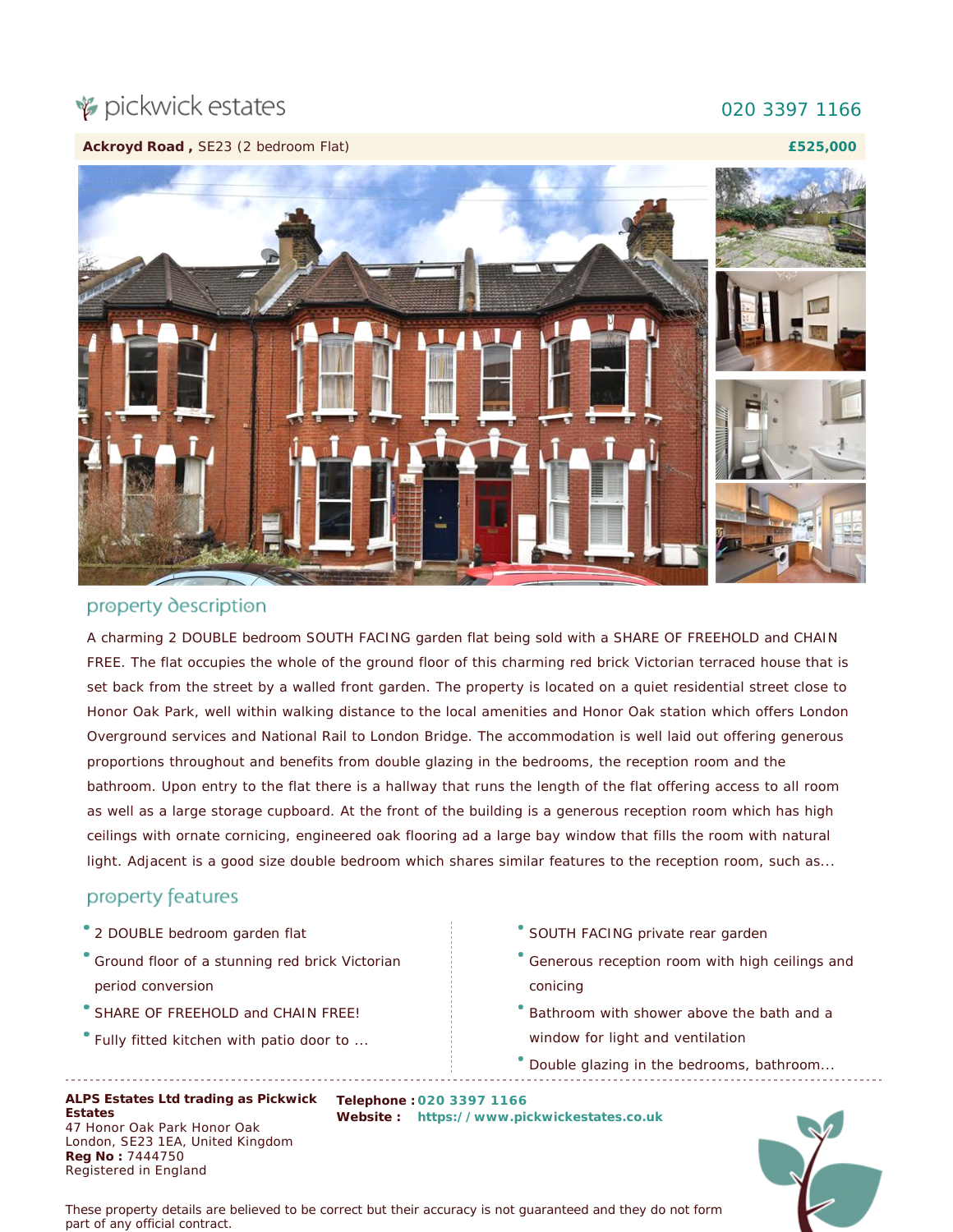pickwick estates

020 3397 1166

**Ackroyd Road ,** SE23 (2 bedroom Flat) **£525,000**

## property description

A charming 2 DOUBLE bedroom SOUTH FACING garden flat being sold with a SHARE OF FREEHOLD and CHAIN FREE. The flat occupies the whole of the ground floor of this charming red brick Victorian terraced house that is set back from the street by a walled front garden. The property is located on a quiet residential street close to Honor Oak Park, well within walking distance to the local amenities and Honor Oak station which offers London Overground services and National Rail to London Bridge. The accommodation is well laid out offering generous proportions throughout and benefits from double glazing in the bedrooms, the reception room and the bathroom. Upon entry to the flat there is a hallway that runs the length of the flat offering access to all room as well as a large storage cupboard. At the front of the building is a generous reception room which has high ceilings with ornate cornicing, engineered oak flooring ad a large bay window that fills the room with natural light. Adjacent is a good size double bedroom which shares similar features to the reception room, such as...

## property features

- 2 DOUBLE bedroom garden flat
- Ground floor of a stunning red brick Victorian period conversion
- SHARE OF FREEHOLD and CHAIN FREE!
- Fully fitted kitchen with patio door to ...
- SOUTH FACING private rear garden
- Generous reception room with high ceilings and conicing
- Bathroom with shower above the bath and a window for light and ventilation
- Double glazing in the bedrooms, bathroom...

**ALPS Estates Ltd trading as Pickwick Estates**
47 Honor Oak Park Honor Oak
London, SE23 1EA, United Kingdom
**Reg No :** 7444750
Registered in England

**Telephone :** 020 3397 1166
**Website :** https://www.pickwickestates.co.uk

These property details are believed to be correct but their accuracy is not guaranteed and they do not form part of any official contract.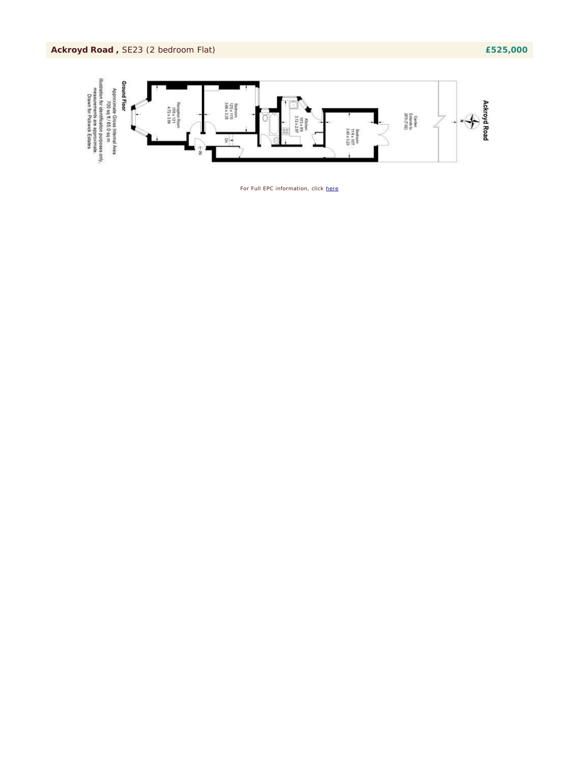**Ackroyd Road ,** SE23 (2 bedroom Flat) **£525,000**

**Ground Floor**

Approximate Gross Internal Area
700 sq ft / 65.0 sq m
Illustration for identification purposes only,
measurements are approximate.
Drawn for Pickwick Estates

Reception Room
15'6 x 13'1
4.72 x 3.99

Bedroom
12'0 x 11'0
3.66 x 3.35

Kitchen
10'3 x 9'9
3.12 x 2.97

Bedroom
11'4 x 10'7
3.45 x 3.23

Garden
Extends to
25'0 (7.62)

IN

Dn

N

**Ackroyd Road**

For Full EPC information, click here